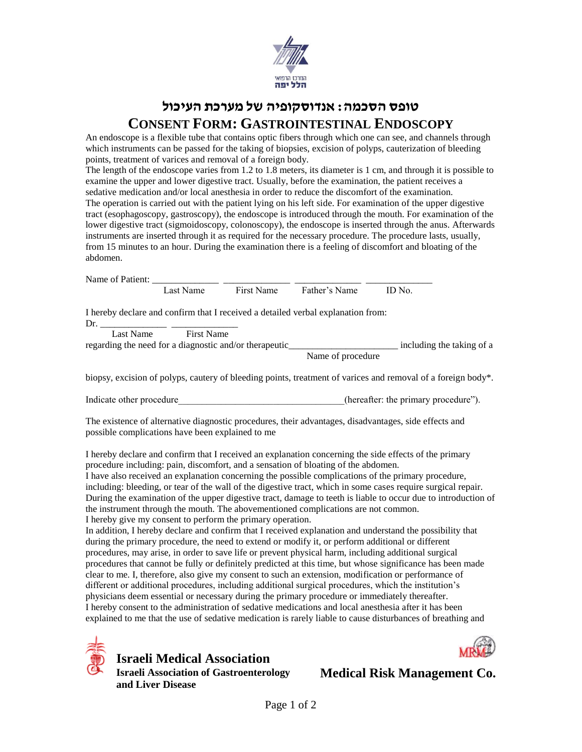# טופס הסכמה: אנדוסקופיה של מערכת העיכול

# CONSENT FORM: GASTROINTESTINAL ENDOSCOPY

An endoscope is a flexible tube that contains optic fibers through which one can see, and channels through which instruments can be passed for the taking of biopsies, excision of polyps, cauterization of bleeding points, treatment of varices and removal of a foreign body.

The length of the endoscope varies from 1.2 to 1.8 meters, its diameter is 1 cm, and through it is possible to examine the upper and lower digestive tract. Usually, before the examination, the patient receives a sedative medication and/or local anesthesia in order to reduce the discomfort of the examination.

The operation is carried out with the patient lying on his left side. For examination of the upper digestive tract (esophagoscopy, gastroscopy), the endoscope is introduced through the mouth. For examination of the lower digestive tract (sigmoidoscopy, colonoscopy), the endoscope is inserted through the anus. Afterwards instruments are inserted through it as required for the necessary procedure. The procedure lasts, usually, from 15 minutes to an hour. During the examination there is a feeling of discomfort and bloating of the abdomen.

Name of Patient: ______________ ______________ ______________ ______________
Last Name First Name Father's Name ID No.

I hereby declare and confirm that I received a detailed verbal explanation from:

Dr. ______________ ______________
Last Name First Name

regarding the need for a diagnostic and/or therapeutic______________________ including the taking of a
Name of procedure

biopsy, excision of polyps, cautery of bleeding points, treatment of varices and removal of a foreign body*.

Indicate other procedure___________________________________(hereafter: the primary procedure").

The existence of alternative diagnostic procedures, their advantages, disadvantages, side effects and possible complications have been explained to me

I hereby declare and confirm that I received an explanation concerning the side effects of the primary procedure including: pain, discomfort, and a sensation of bloating of the abdomen.

I have also received an explanation concerning the possible complications of the primary procedure, including: bleeding, or tear of the wall of the digestive tract, which in some cases require surgical repair. During the examination of the upper digestive tract, damage to teeth is liable to occur due to introduction of the instrument through the mouth. The abovementioned complications are not common.

I hereby give my consent to perform the primary operation.

In addition, I hereby declare and confirm that I received explanation and understand the possibility that during the primary procedure, the need to extend or modify it, or perform additional or different procedures, may arise, in order to save life or prevent physical harm, including additional surgical procedures that cannot be fully or definitely predicted at this time, but whose significance has been made clear to me. I, therefore, also give my consent to such an extension, modification or performance of different or additional procedures, including additional surgical procedures, which the institution's physicians deem essential or necessary during the primary procedure or immediately thereafter.

I hereby consent to the administration of sedative medications and local anesthesia after it has been explained to me that the use of sedative medication is rarely liable to cause disturbances of breathing and

**Israeli Medical Association**
**Israeli Association of Gastroenterology and Liver Disease**

**Medical Risk Management Co.**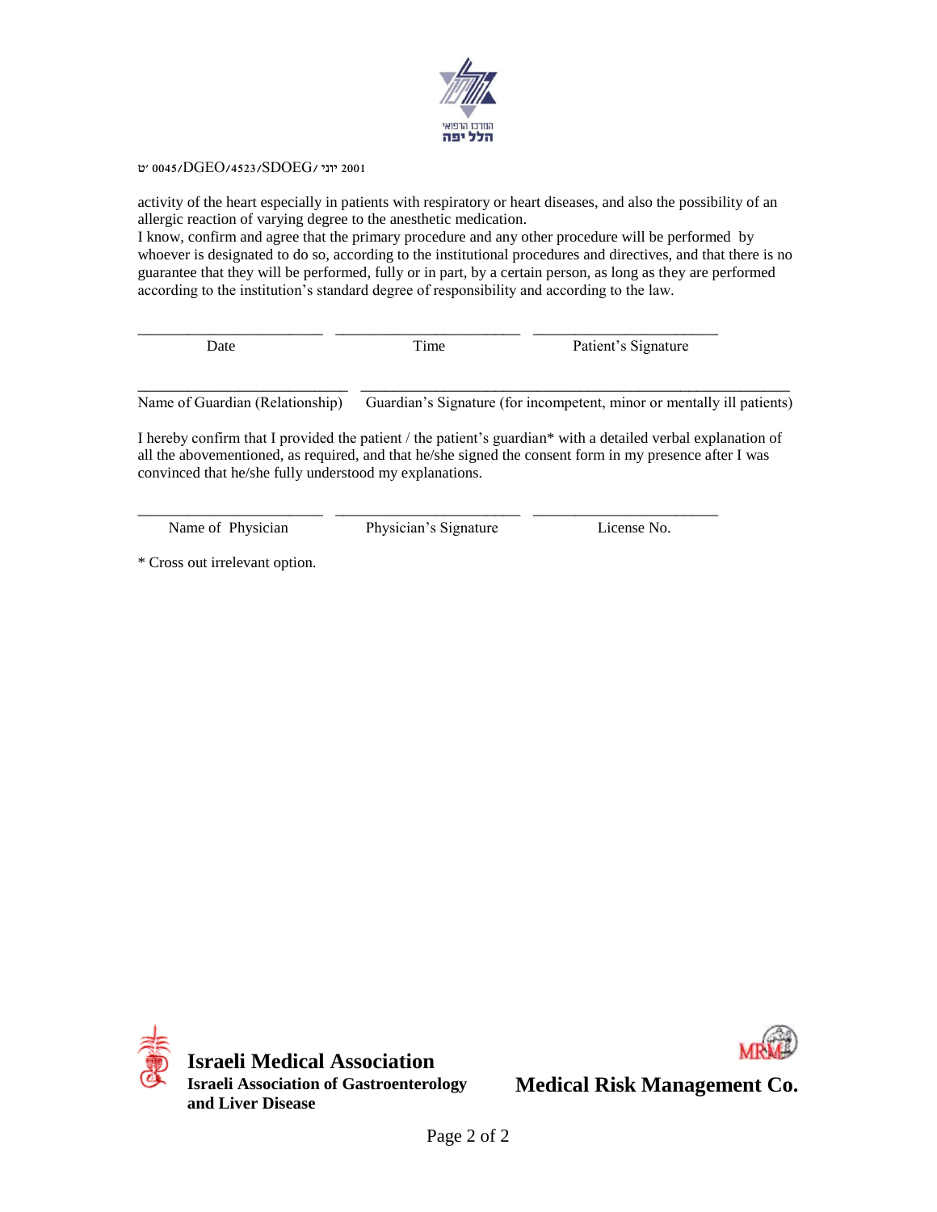ט׳ 0045/DGEO/4523/SDOEG/ יוני 2001

activity of the heart especially in patients with respiratory or heart diseases, and also the possibility of an allergic reaction of varying degree to the anesthetic medication.

I know, confirm and agree that the primary procedure and any other procedure will be performed by whoever is designated to do so, according to the institutional procedures and directives, and that there is no guarantee that they will be performed, fully or in part, by a certain person, as long as they are performed according to the institution's standard degree of responsibility and according to the law.

| | | |
|---|---|---|
| _______________________ | _______________________ | _______________________ |
| Date | Time | Patient's Signature |

| | |
|---|---|
| __________________________ | _____________________________________________________ |
| Name of Guardian (Relationship) | Guardian's Signature (for incompetent, minor or mentally ill patients) |

I hereby confirm that I provided the patient / the patient's guardian* with a detailed verbal explanation of all the abovementioned, as required, and that he/she signed the consent form in my presence after I was convinced that he/she fully understood my explanations.

| | | |
|---|---|---|
| _______________________ | _______________________ | _______________________ |
| Name of Physician | Physician's Signature | License No. |

* Cross out irrelevant option.

**Israeli Medical Association**
**Israeli Association of Gastroenterology and Liver Disease**

**Medical Risk Management Co.**